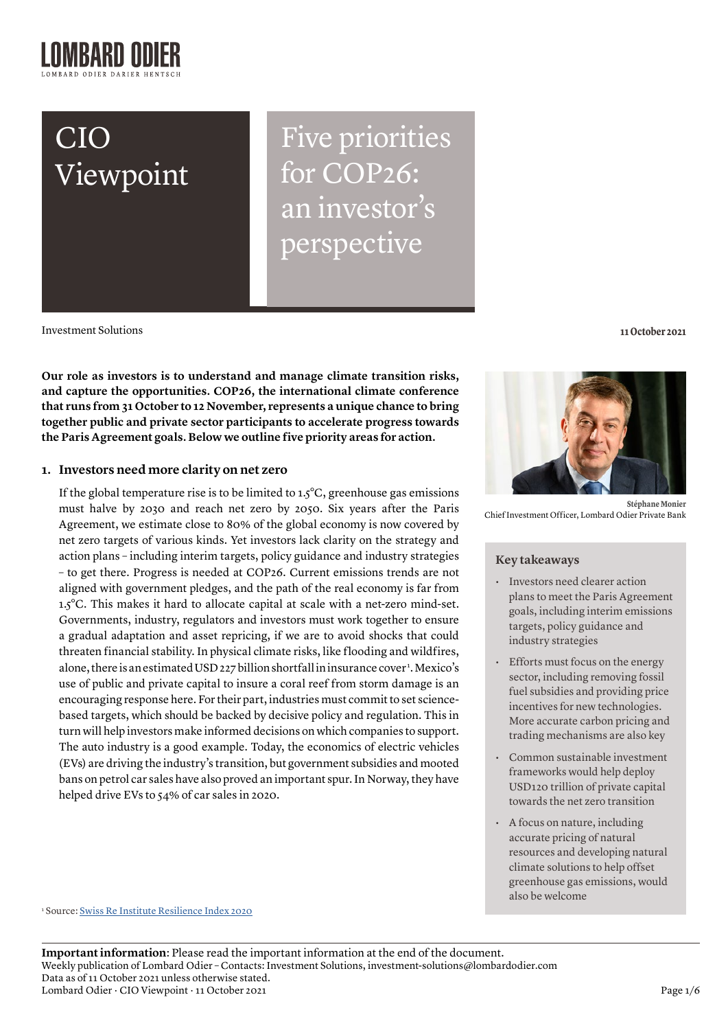# CIO Viewpoint

# Five priorities for COP26: an investor's perspective

Investment Solutions

**11 October 2021**

**Our role as investors is to understand and manage climate transition risks, and capture the opportunities. COP26, the international climate conference that runs from 31 October to 12 November, represents a unique chance to bring together public and private sector participants to accelerate progress towards the Paris Agreement goals. Below we outline five priority areas for action.**

**Stéphane Monier**
Chief Investment Officer, Lombard Odier Private Bank

### Key takeaways

- Investors need clearer action plans to meet the Paris Agreement goals, including interim emissions targets, policy guidance and industry strategies
- Efforts must focus on the energy sector, including removing fossil fuel subsidies and providing price incentives for new technologies. More accurate carbon pricing and trading mechanisms are also key
- Common sustainable investment frameworks would help deploy USD120 trillion of private capital towards the net zero transition
- A focus on nature, including accurate pricing of natural resources and developing natural climate solutions to help offset greenhouse gas emissions, would also be welcome

## 1. Investors need more clarity on net zero

If the global temperature rise is to be limited to 1.5°C, greenhouse gas emissions must halve by 2030 and reach net zero by 2050. Six years after the Paris Agreement, we estimate close to 80% of the global economy is now covered by net zero targets of various kinds. Yet investors lack clarity on the strategy and action plans – including interim targets, policy guidance and industry strategies – to get there. Progress is needed at COP26. Current emissions trends are not aligned with government pledges, and the path of the real economy is far from 1.5°C. This makes it hard to allocate capital at scale with a net-zero mind-set. Governments, industry, regulators and investors must work together to ensure a gradual adaptation and asset repricing, if we are to avoid shocks that could threaten financial stability. In physical climate risks, like flooding and wildfires, alone, there is an estimated USD 227 billion shortfall in insurance cover[1]. Mexico's use of public and private capital to insure a coral reef from storm damage is an encouraging response here. For their part, industries must commit to set science-based targets, which should be backed by decisive policy and regulation. This in turn will help investors make informed decisions on which companies to support. The auto industry is a good example. Today, the economics of electric vehicles (EVs) are driving the industry's transition, but government subsidies and mooted bans on petrol car sales have also proved an important spur. In Norway, they have helped drive EVs to 54% of car sales in 2020.

[1] Source: Swiss Re Institute Resilience Index 2020

**Important information**: Please read the important information at the end of the document.
Weekly publication of Lombard Odier – Contacts: Investment Solutions, investment-solutions@lombardodier.com
Data as of 11 October 2021 unless otherwise stated.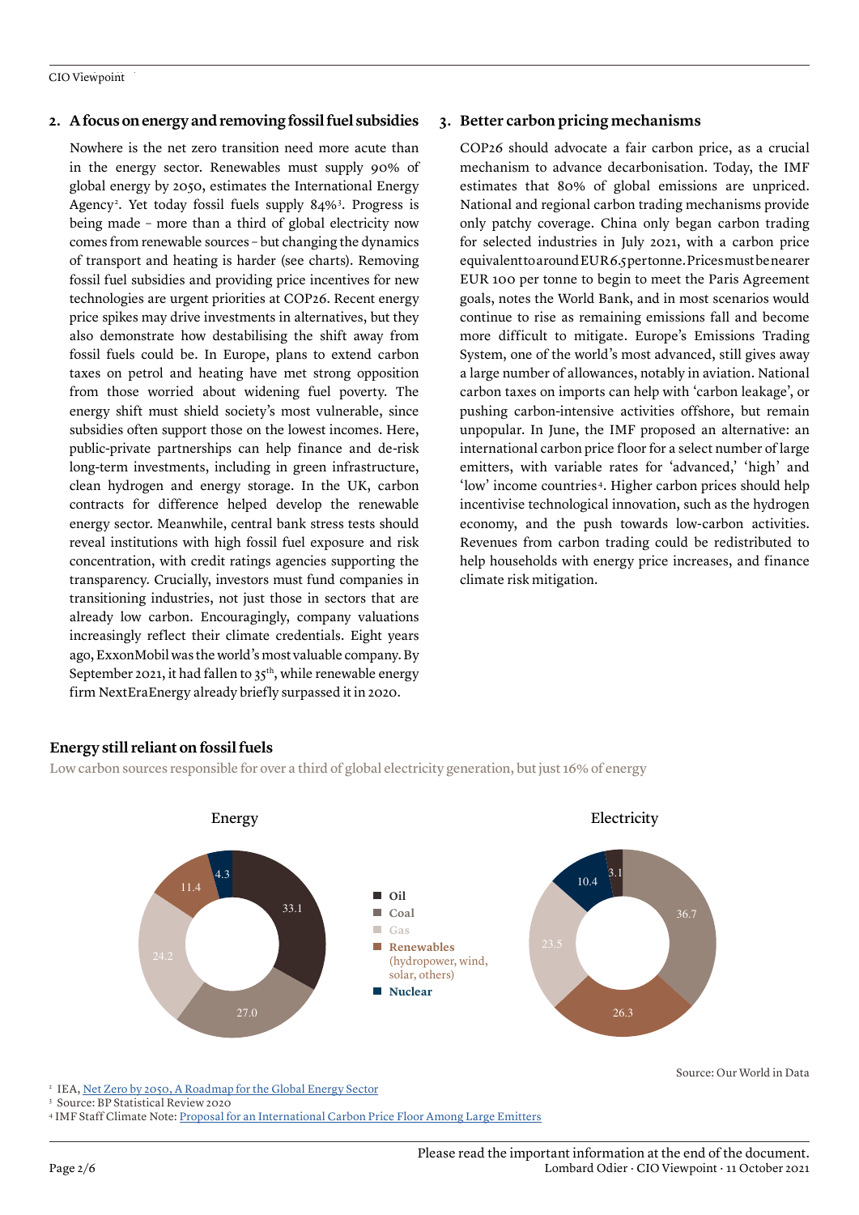## 2. A focus on energy and removing fossil fuel subsidies

Nowhere is the net zero transition need more acute than in the energy sector. Renewables must supply 90% of global energy by 2050, estimates the International Energy Agency[2]. Yet today fossil fuels supply 84%[3]. Progress is being made – more than a third of global electricity now comes from renewable sources – but changing the dynamics of transport and heating is harder (see charts). Removing fossil fuel subsidies and providing price incentives for new technologies are urgent priorities at COP26. Recent energy price spikes may drive investments in alternatives, but they also demonstrate how destabilising the shift away from fossil fuels could be. In Europe, plans to extend carbon taxes on petrol and heating have met strong opposition from those worried about widening fuel poverty. The energy shift must shield society's most vulnerable, since subsidies often support those on the lowest incomes. Here, public-private partnerships can help finance and de-risk long-term investments, including in green infrastructure, clean hydrogen and energy storage. In the UK, carbon contracts for difference helped develop the renewable energy sector. Meanwhile, central bank stress tests should reveal institutions with high fossil fuel exposure and risk concentration, with credit ratings agencies supporting the transparency. Crucially, investors must fund companies in transitioning industries, not just those in sectors that are already low carbon. Encouragingly, company valuations increasingly reflect their climate credentials. Eight years ago, ExxonMobil was the world's most valuable company. By September 2021, it had fallen to 35th, while renewable energy firm NextEraEnergy already briefly surpassed it in 2020.

## 3. Better carbon pricing mechanisms

COP26 should advocate a fair carbon price, as a crucial mechanism to advance decarbonisation. Today, the IMF estimates that 80% of global emissions are unpriced. National and regional carbon trading mechanisms provide only patchy coverage. China only began carbon trading for selected industries in July 2021, with a carbon price equivalent to around EUR 6.5 per tonne. Prices must be nearer EUR 100 per tonne to begin to meet the Paris Agreement goals, notes the World Bank, and in most scenarios would continue to rise as remaining emissions fall and become more difficult to mitigate. Europe's Emissions Trading System, one of the world's most advanced, still gives away a large number of allowances, notably in aviation. National carbon taxes on imports can help with 'carbon leakage', or pushing carbon-intensive activities offshore, but remain unpopular. In June, the IMF proposed an alternative: an international carbon price floor for a select number of large emitters, with variable rates for 'advanced,' 'high' and 'low' income countries[4]. Higher carbon prices should help incentivise technological innovation, such as the hydrogen economy, and the push towards low-carbon activities. Revenues from carbon trading could be redistributed to help households with energy price increases, and finance climate risk mitigation.

### Energy still reliant on fossil fuels

Low carbon sources responsible for over a third of global electricity generation, but just 16% of energy

| Source | Energy | Electricity |
|---|---|---|
| Oil | 33.1 | 3.1 |
| Coal | 27.0 | 36.7 |
| Gas | 24.2 | 23.5 |
| Renewables (hydropower, wind, solar, others) | 11.4 | 26.3 |
| Nuclear | 4.3 | 10.4 |

Source: Our World in Data

[2] IEA, Net Zero by 2050, A Roadmap for the Global Energy Sector

[3] Source: BP Statistical Review 2020

[4] IMF Staff Climate Note: Proposal for an International Carbon Price Floor Among Large Emitters

Please read the important information at the end of the document.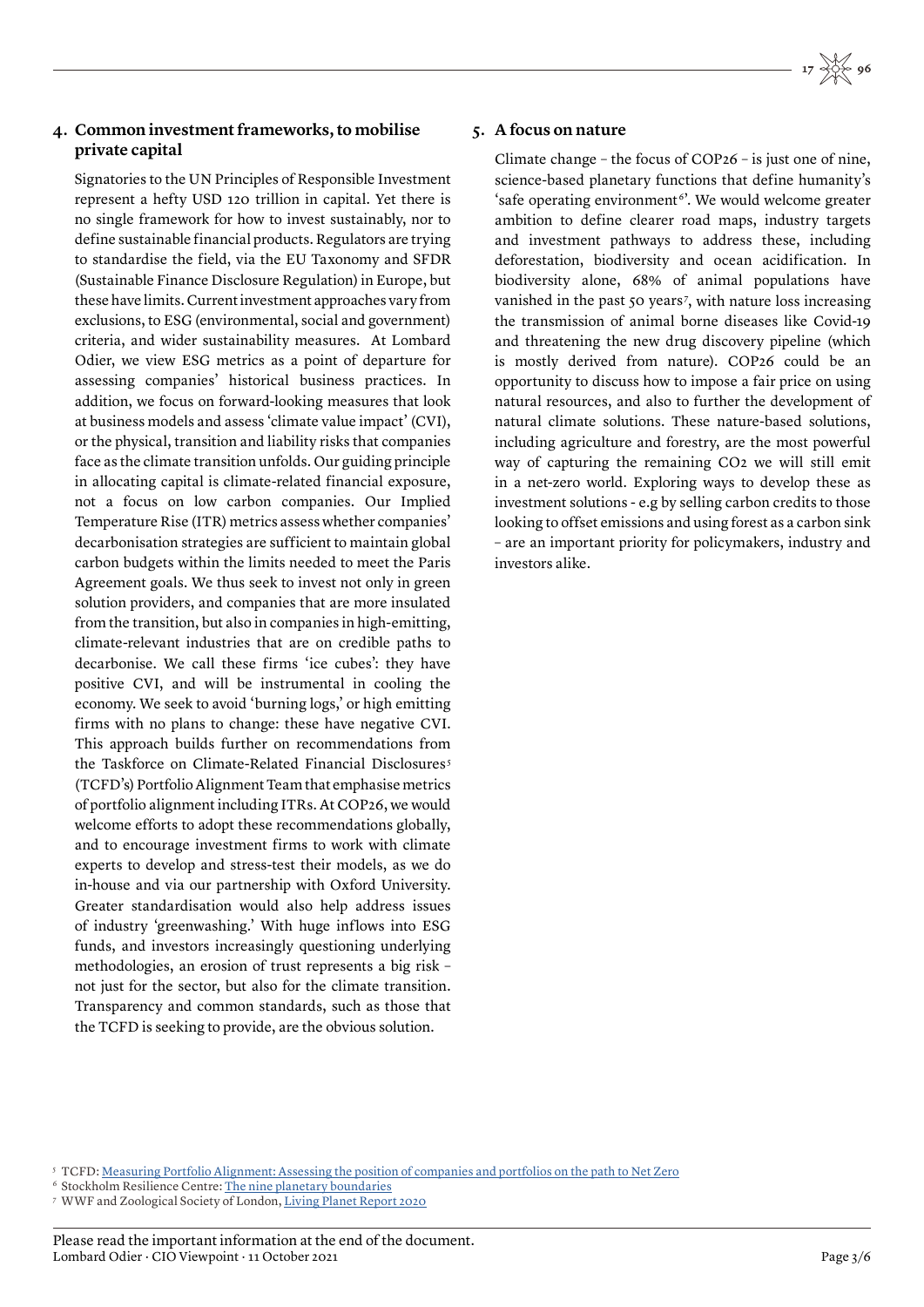## 4. Common investment frameworks, to mobilise private capital

Signatories to the UN Principles of Responsible Investment represent a hefty USD 120 trillion in capital. Yet there is no single framework for how to invest sustainably, nor to define sustainable financial products. Regulators are trying to standardise the field, via the EU Taxonomy and SFDR (Sustainable Finance Disclosure Regulation) in Europe, but these have limits. Current investment approaches vary from exclusions, to ESG (environmental, social and government) criteria, and wider sustainability measures. At Lombard Odier, we view ESG metrics as a point of departure for assessing companies' historical business practices. In addition, we focus on forward-looking measures that look at business models and assess 'climate value impact' (CVI), or the physical, transition and liability risks that companies face as the climate transition unfolds. Our guiding principle in allocating capital is climate-related financial exposure, not a focus on low carbon companies. Our Implied Temperature Rise (ITR) metrics assess whether companies' decarbonisation strategies are sufficient to maintain global carbon budgets within the limits needed to meet the Paris Agreement goals. We thus seek to invest not only in green solution providers, and companies that are more insulated from the transition, but also in companies in high-emitting, climate-relevant industries that are on credible paths to decarbonise. We call these firms 'ice cubes': they have positive CVI, and will be instrumental in cooling the economy. We seek to avoid 'burning logs,' or high emitting firms with no plans to change: these have negative CVI. This approach builds further on recommendations from the Taskforce on Climate-Related Financial Disclosures[5] (TCFD's) Portfolio Alignment Team that emphasise metrics of portfolio alignment including ITRs. At COP26, we would welcome efforts to adopt these recommendations globally, and to encourage investment firms to work with climate experts to develop and stress-test their models, as we do in-house and via our partnership with Oxford University. Greater standardisation would also help address issues of industry 'greenwashing.' With huge inflows into ESG funds, and investors increasingly questioning underlying methodologies, an erosion of trust represents a big risk – not just for the sector, but also for the climate transition. Transparency and common standards, such as those that the TCFD is seeking to provide, are the obvious solution.

## 5. A focus on nature

Climate change – the focus of COP26 – is just one of nine, science-based planetary functions that define humanity's 'safe operating environment[6]'. We would welcome greater ambition to define clearer road maps, industry targets and investment pathways to address these, including deforestation, biodiversity and ocean acidification. In biodiversity alone, 68% of animal populations have vanished in the past 50 years[7], with nature loss increasing the transmission of animal borne diseases like Covid-19 and threatening the new drug discovery pipeline (which is mostly derived from nature). COP26 could be an opportunity to discuss how to impose a fair price on using natural resources, and also to further the development of natural climate solutions. These nature-based solutions, including agriculture and forestry, are the most powerful way of capturing the remaining $CO_2$ we will still emit in a net-zero world. Exploring ways to develop these as investment solutions - e.g by selling carbon credits to those looking to offset emissions and using forest as a carbon sink – are an important priority for policymakers, industry and investors alike.

[5] TCFD: Measuring Portfolio Alignment: Assessing the position of companies and portfolios on the path to Net Zero

[6] Stockholm Resilience Centre: The nine planetary boundaries

[7] WWF and Zoological Society of London, Living Planet Report 2020

Please read the important information at the end of the document.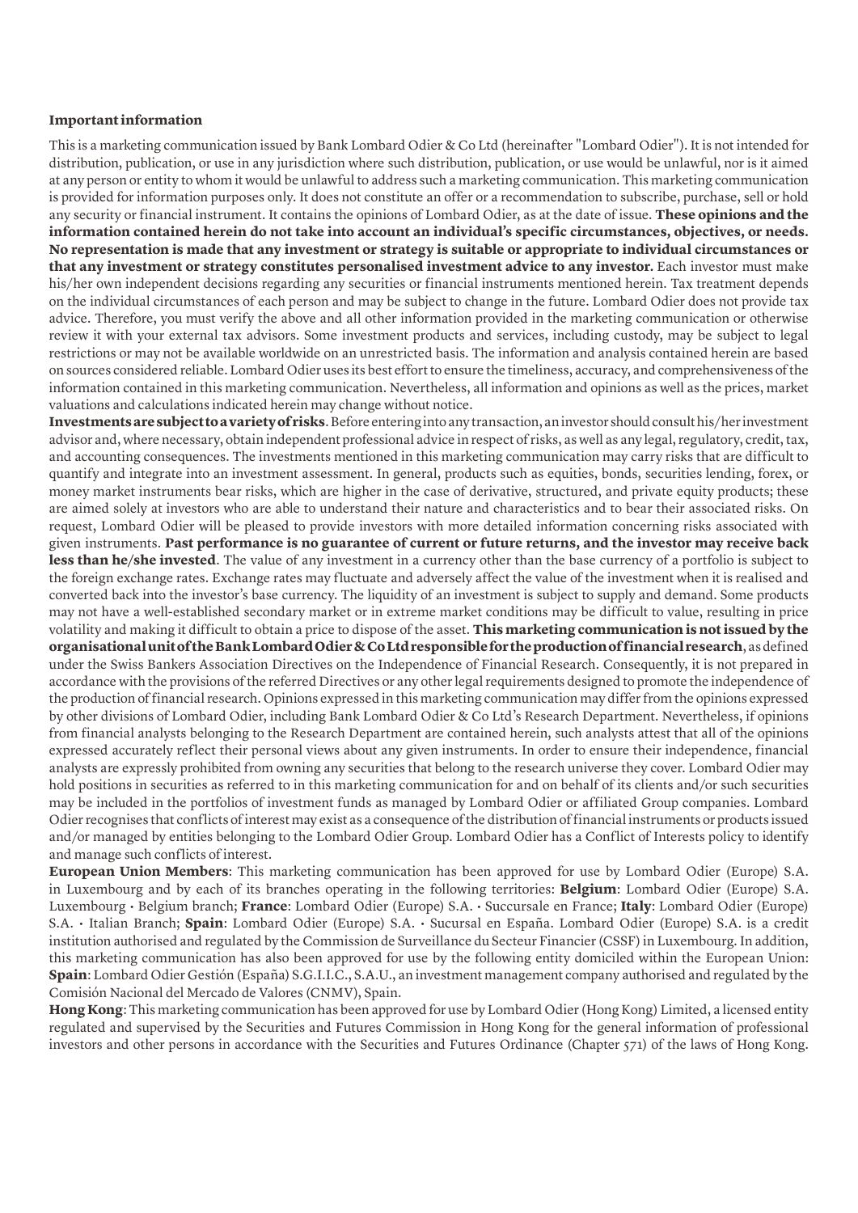**Important information**

This is a marketing communication issued by Bank Lombard Odier & Co Ltd (hereinafter "Lombard Odier"). It is not intended for distribution, publication, or use in any jurisdiction where such distribution, publication, or use would be unlawful, nor is it aimed at any person or entity to whom it would be unlawful to address such a marketing communication. This marketing communication is provided for information purposes only. It does not constitute an offer or a recommendation to subscribe, purchase, sell or hold any security or financial instrument. It contains the opinions of Lombard Odier, as at the date of issue. **These opinions and the information contained herein do not take into account an individual's specific circumstances, objectives, or needs. No representation is made that any investment or strategy is suitable or appropriate to individual circumstances or that any investment or strategy constitutes personalised investment advice to any investor.** Each investor must make his/her own independent decisions regarding any securities or financial instruments mentioned herein. Tax treatment depends on the individual circumstances of each person and may be subject to change in the future. Lombard Odier does not provide tax advice. Therefore, you must verify the above and all other information provided in the marketing communication or otherwise review it with your external tax advisors. Some investment products and services, including custody, may be subject to legal restrictions or may not be available worldwide on an unrestricted basis. The information and analysis contained herein are based on sources considered reliable. Lombard Odier uses its best effort to ensure the timeliness, accuracy, and comprehensiveness of the information contained in this marketing communication. Nevertheless, all information and opinions as well as the prices, market valuations and calculations indicated herein may change without notice.

**Investments are subject to a variety of risks**. Before entering into any transaction, an investor should consult his/her investment advisor and, where necessary, obtain independent professional advice in respect of risks, as well as any legal, regulatory, credit, tax, and accounting consequences. The investments mentioned in this marketing communication may carry risks that are difficult to quantify and integrate into an investment assessment. In general, products such as equities, bonds, securities lending, forex, or money market instruments bear risks, which are higher in the case of derivative, structured, and private equity products; these are aimed solely at investors who are able to understand their nature and characteristics and to bear their associated risks. On request, Lombard Odier will be pleased to provide investors with more detailed information concerning risks associated with given instruments. **Past performance is no guarantee of current or future returns, and the investor may receive back less than he/she invested**. The value of any investment in a currency other than the base currency of a portfolio is subject to the foreign exchange rates. Exchange rates may fluctuate and adversely affect the value of the investment when it is realised and converted back into the investor's base currency. The liquidity of an investment is subject to supply and demand. Some products may not have a well-established secondary market or in extreme market conditions may be difficult to value, resulting in price volatility and making it difficult to obtain a price to dispose of the asset. **This marketing communication is not issued by the organisational unit of the Bank Lombard Odier & Co Ltd responsible for the production of financial research**, as defined under the Swiss Bankers Association Directives on the Independence of Financial Research. Consequently, it is not prepared in accordance with the provisions of the referred Directives or any other legal requirements designed to promote the independence of the production of financial research. Opinions expressed in this marketing communication may differ from the opinions expressed by other divisions of Lombard Odier, including Bank Lombard Odier & Co Ltd's Research Department. Nevertheless, if opinions from financial analysts belonging to the Research Department are contained herein, such analysts attest that all of the opinions expressed accurately reflect their personal views about any given instruments. In order to ensure their independence, financial analysts are expressly prohibited from owning any securities that belong to the research universe they cover. Lombard Odier may hold positions in securities as referred to in this marketing communication for and on behalf of its clients and/or such securities may be included in the portfolios of investment funds as managed by Lombard Odier or affiliated Group companies. Lombard Odier recognises that conflicts of interest may exist as a consequence of the distribution of financial instruments or products issued and/or managed by entities belonging to the Lombard Odier Group. Lombard Odier has a Conflict of Interests policy to identify and manage such conflicts of interest.

**European Union Members**: This marketing communication has been approved for use by Lombard Odier (Europe) S.A. in Luxembourg and by each of its branches operating in the following territories: **Belgium**: Lombard Odier (Europe) S.A. Luxembourg • Belgium branch; **France**: Lombard Odier (Europe) S.A. • Succursale en France; **Italy**: Lombard Odier (Europe) S.A. • Italian Branch; **Spain**: Lombard Odier (Europe) S.A. • Sucursal en España. Lombard Odier (Europe) S.A. is a credit institution authorised and regulated by the Commission de Surveillance du Secteur Financier (CSSF) in Luxembourg. In addition, this marketing communication has also been approved for use by the following entity domiciled within the European Union: **Spain**: Lombard Odier Gestión (España) S.G.I.I.C., S.A.U., an investment management company authorised and regulated by the Comisión Nacional del Mercado de Valores (CNMV), Spain.

**Hong Kong**: This marketing communication has been approved for use by Lombard Odier (Hong Kong) Limited, a licensed entity regulated and supervised by the Securities and Futures Commission in Hong Kong for the general information of professional investors and other persons in accordance with the Securities and Futures Ordinance (Chapter 571) of the laws of Hong Kong.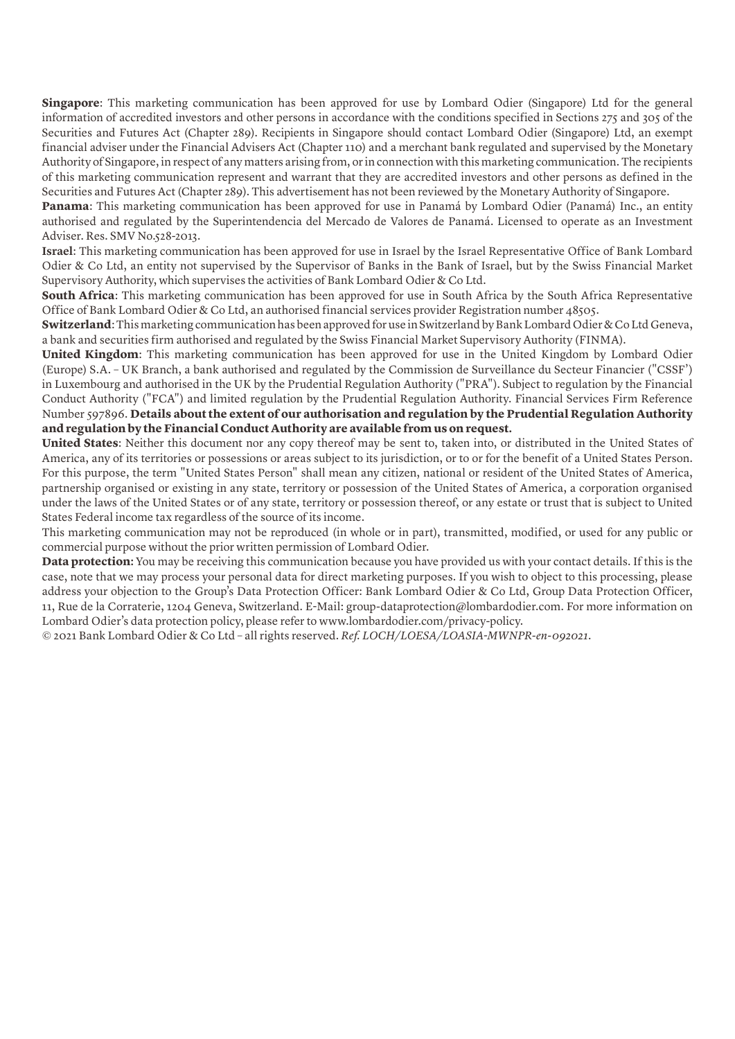**Singapore**: This marketing communication has been approved for use by Lombard Odier (Singapore) Ltd for the general information of accredited investors and other persons in accordance with the conditions specified in Sections 275 and 305 of the Securities and Futures Act (Chapter 289). Recipients in Singapore should contact Lombard Odier (Singapore) Ltd, an exempt financial adviser under the Financial Advisers Act (Chapter 110) and a merchant bank regulated and supervised by the Monetary Authority of Singapore, in respect of any matters arising from, or in connection with this marketing communication. The recipients of this marketing communication represent and warrant that they are accredited investors and other persons as defined in the Securities and Futures Act (Chapter 289). This advertisement has not been reviewed by the Monetary Authority of Singapore.

**Panama**: This marketing communication has been approved for use in Panamá by Lombard Odier (Panamá) Inc., an entity authorised and regulated by the Superintendencia del Mercado de Valores de Panamá. Licensed to operate as an Investment Adviser. Res. SMV No.528-2013.

**Israel**: This marketing communication has been approved for use in Israel by the Israel Representative Office of Bank Lombard Odier & Co Ltd, an entity not supervised by the Supervisor of Banks in the Bank of Israel, but by the Swiss Financial Market Supervisory Authority, which supervises the activities of Bank Lombard Odier & Co Ltd.

**South Africa**: This marketing communication has been approved for use in South Africa by the South Africa Representative Office of Bank Lombard Odier & Co Ltd, an authorised financial services provider Registration number 48505.

**Switzerland**: This marketing communication has been approved for use in Switzerland by Bank Lombard Odier & Co Ltd Geneva, a bank and securities firm authorised and regulated by the Swiss Financial Market Supervisory Authority (FINMA).

**United Kingdom**: This marketing communication has been approved for use in the United Kingdom by Lombard Odier (Europe) S.A. – UK Branch, a bank authorised and regulated by the Commission de Surveillance du Secteur Financier ("CSSF') in Luxembourg and authorised in the UK by the Prudential Regulation Authority ("PRA"). Subject to regulation by the Financial Conduct Authority ("FCA") and limited regulation by the Prudential Regulation Authority. Financial Services Firm Reference Number 597896. **Details about the extent of our authorisation and regulation by the Prudential Regulation Authority and regulation by the Financial Conduct Authority are available from us on request.**

**United States**: Neither this document nor any copy thereof may be sent to, taken into, or distributed in the United States of America, any of its territories or possessions or areas subject to its jurisdiction, or to or for the benefit of a United States Person. For this purpose, the term "United States Person" shall mean any citizen, national or resident of the United States of America, partnership organised or existing in any state, territory or possession of the United States of America, a corporation organised under the laws of the United States or of any state, territory or possession thereof, or any estate or trust that is subject to United States Federal income tax regardless of the source of its income.

This marketing communication may not be reproduced (in whole or in part), transmitted, modified, or used for any public or commercial purpose without the prior written permission of Lombard Odier.

**Data protection**: You may be receiving this communication because you have provided us with your contact details. If this is the case, note that we may process your personal data for direct marketing purposes. If you wish to object to this processing, please address your objection to the Group's Data Protection Officer: Bank Lombard Odier & Co Ltd, Group Data Protection Officer, 11, Rue de la Corraterie, 1204 Geneva, Switzerland. E-Mail: group-dataprotection@lombardodier.com. For more information on Lombard Odier's data protection policy, please refer to www.lombardodier.com/privacy-policy.

© 2021 Bank Lombard Odier & Co Ltd – all rights reserved. *Ref. LOCH/LOESA/LOASIA-MWNPR-en-092021.*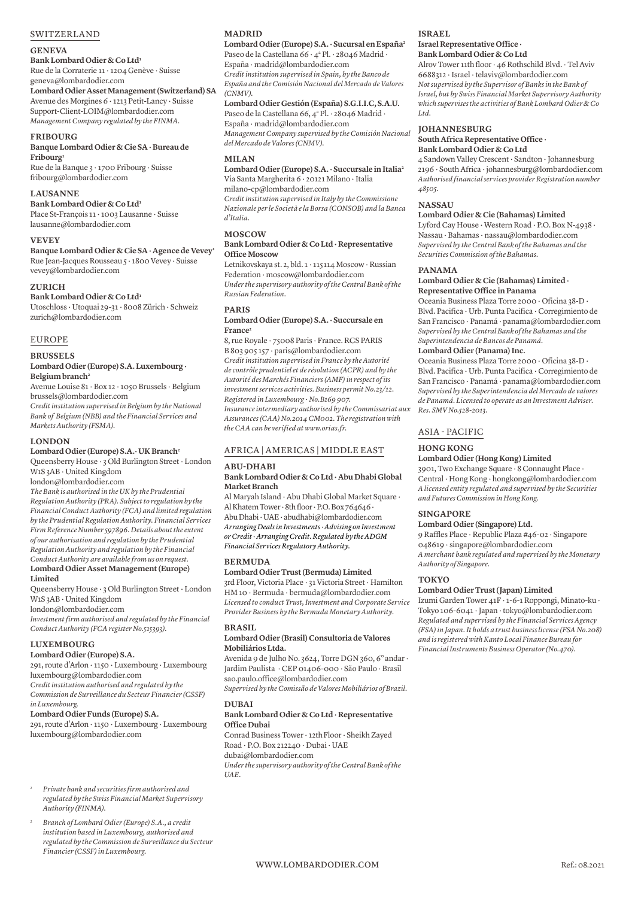## SWITZERLAND

### GENEVA

**Bank Lombard Odier & Co Ltd**[1]
Rue de la Corraterie 11 · 1204 Genève · Suisse
geneva@lombardodier.com
**Lombard Odier Asset Management (Switzerland) SA**
Avenue des Morgines 6 · 1213 Petit-Lancy · Suisse
Support-Client-LOIM@lombardodier.com
*Management Company regulated by the FINMA.*

### FRIBOURG

**Banque Lombard Odier & Cie SA · Bureau de Fribourg**[1]
Rue de la Banque 3 · 1700 Fribourg · Suisse
fribourg@lombardodier.com

### LAUSANNE

**Bank Lombard Odier & Co Ltd**[1]
Place St-François 11 · 1003 Lausanne · Suisse
lausanne@lombardodier.com

### VEVEY

**Banque Lombard Odier & Cie SA · Agence de Vevey**[1]
Rue Jean-Jacques Rousseau 5 · 1800 Vevey · Suisse
vevey@lombardodier.com

### ZURICH

**Bank Lombard Odier & Co Ltd**[1]
Utoschloss · Utoquai 29-31 · 8008 Zürich · Schweiz
zurich@lombardodier.com

## EUROPE

### BRUSSELS

**Lombard Odier (Europe) S.A. Luxembourg · Belgium branch**[2]
Avenue Louise 81 · Box 12 · 1050 Brussels · Belgium
brussels@lombardodier.com
*Credit institution supervised in Belgium by the National Bank of Belgium (NBB) and the Financial Services and Markets Authority (FSMA).*

### LONDON

**Lombard Odier (Europe) S.A.· UK Branch**[2]
Queensberry House · 3 Old Burlington Street · London W1S 3AB · United Kingdom
london@lombardodier.com
*The Bank is authorised in the UK by the Prudential Regulation Authority (PRA). Subject to regulation by the Financial Conduct Authority (FCA) and limited regulation by the Prudential Regulation Authority. Financial Services Firm Reference Number 597896. Details about the extent of our authorisation and regulation by the Prudential Regulation Authority and regulation by the Financial Conduct Authority are available from us on request.*
**Lombard Odier Asset Management (Europe) Limited**
Queensberry House · 3 Old Burlington Street · London W1S 3AB · United Kingdom
london@lombardodier.com
*Investment firm authorised and regulated by the Financial Conduct Authority (FCA register No.515393).*

### LUXEMBOURG

**Lombard Odier (Europe) S.A.**
291, route d'Arlon · 1150 · Luxembourg · Luxembourg
luxembourg@lombardodier.com
*Credit institution authorised and regulated by the Commission de Surveillance du Secteur Financier (CSSF) in Luxembourg.*
**Lombard Odier Funds (Europe) S.A.**
291, route d'Arlon · 1150 · Luxembourg · Luxembourg
luxembourg@lombardodier.com

### MADRID

**Lombard Odier (Europe) S.A. · Sucursal en España**[2]
Paseo de la Castellana 66 · 4ª Pl. · 28046 Madrid · España · madrid@lombardodier.com
*Credit institution supervised in Spain, by the Banco de España and the Comisión Nacional del Mercado de Valores (CNMV).*
**Lombard Odier Gestión (España) S.G.I.I.C, S.A.U.**
Paseo de la Castellana 66, 4ª Pl. · 28046 Madrid · España · madrid@lombardodier.com
*Management Company supervised by the Comisión Nacional del Mercado de Valores (CNMV).*

### MILAN

**Lombard Odier (Europe) S.A. · Succursale in Italia**[2]
Via Santa Margherita 6 · 20121 Milano · Italia
milano-cp@lombardodier.com
*Credit institution supervised in Italy by the Commissione Nazionale per le Società e la Borsa (CONSOB) and la Banca d'Italia.*

### MOSCOW

**Bank Lombard Odier & Co Ltd · Representative Office Moscow**
Letnikovskaya st. 2, bld. 1 · 115114 Moscow · Russian Federation · moscow@lombardodier.com
*Under the supervisory authority of the Central Bank of the Russian Federation.*

### PARIS

**Lombard Odier (Europe) S.A. · Succursale en France**[2]
8, rue Royale · 75008 Paris · France. RCS PARIS B 803 905 157 · paris@lombardodier.com
*Credit institution supervised in France by the Autorité de contrôle prudentiel et de résolution (ACPR) and by the Autorité des Marchés Financiers (AMF) in respect of its investment services activities. Business permit No.23/12. Registered in Luxembourg · No.B169 907. Insurance intermediary authorised by the Commissariat aux Assurances (CAA) No.2014 CM002. The registration with the CAA can be verified at www.orias.fr.*

## AFRICA | AMERICAS | MIDDLE EAST

### ABU-DHABI

**Bank Lombard Odier & Co Ltd · Abu Dhabi Global Market Branch**
Al Maryah Island · Abu Dhabi Global Market Square · Al Khatem Tower · 8th floor · P.O. Box 764646 · Abu Dhabi · UAE · abudhabi@lombardodier.com
***Arranging Deals in Investments · Advising on Investment or Credit · Arranging Credit. Regulated by the ADGM Financial Services Regulatory Authority.***

### BERMUDA

**Lombard Odier Trust (Bermuda) Limited**
3rd Floor, Victoria Place · 31 Victoria Street · Hamilton HM 10 · Bermuda · bermuda@lombardodier.com
*Licensed to conduct Trust, Investment and Corporate Service Provider Business by the Bermuda Monetary Authority.*

### BRASIL

**Lombard Odier (Brasil) Consultoria de Valores Mobiliários Ltda.**
Avenida 9 de Julho No. 3624, Torre DGN 360, 6° andar · Jardim Paulista · CEP 01406-000 · São Paulo · Brasil
sao.paulo.office@lombardodier.com
*Supervised by the Comissão de Valores Mobiliários of Brazil.*

### DUBAI

**Bank Lombard Odier & Co Ltd · Representative Office Dubai**
Conrad Business Tower · 12th Floor · Sheikh Zayed Road · P.O. Box 212240 · Dubai · UAE
dubai@lombardodier.com
*Under the supervisory authority of the Central Bank of the UAE.*

### ISRAEL

**Israel Representative Office · Bank Lombard Odier & Co Ltd**
Alrov Tower 11th floor · 46 Rothschild Blvd. · Tel Aviv 6688312 · Israel · telaviv@lombardodier.com
*Not supervised by the Supervisor of Banks in the Bank of Israel, but by Swiss Financial Market Supervisory Authority which supervises the activities of Bank Lombard Odier & Co Ltd.*

### JOHANNESBURG

**South Africa Representative Office · Bank Lombard Odier & Co Ltd**
4 Sandown Valley Crescent · Sandton · Johannesburg 2196 · South Africa · johannesburg@lombardodier.com
*Authorised financial services provider Registration number 48505.*

### NASSAU

**Lombard Odier & Cie (Bahamas) Limited**
Lyford Cay House · Western Road · P.O. Box N-4938 · Nassau · Bahamas · nassau@lombardodier.com
*Supervised by the Central Bank of the Bahamas and the Securities Commission of the Bahamas.*

### PANAMA

**Lombard Odier & Cie (Bahamas) Limited · Representative Office in Panama**
Oceania Business Plaza Torre 2000 · Oficina 38-D · Blvd. Pacifica · Urb. Punta Pacifica · Corregimiento de San Francisco · Panamá · panama@lombardodier.com
*Supervised by the Central Bank of the Bahamas and the Superintendencia de Bancos de Panamá.*
**Lombard Odier (Panama) Inc.**
Oceania Business Plaza Torre 2000 · Oficina 38-D · Blvd. Pacifica · Urb. Punta Pacifica · Corregimiento de San Francisco · Panamá · panama@lombardodier.com
*Supervised by the Superintendencia del Mercado de valores de Panamá. Licensed to operate as an Investment Adviser. Res. SMV No.528-2013.*

## ASIA - PACIFIC

### HONG KONG

**Lombard Odier (Hong Kong) Limited**
3901, Two Exchange Square · 8 Connaught Place · Central · Hong Kong · hongkong@lombardodier.com
*A licensed entity regulated and supervised by the Securities and Futures Commission in Hong Kong.*

### SINGAPORE

**Lombard Odier (Singapore) Ltd.**
9 Raffles Place · Republic Plaza #46-02 · Singapore 048619 · singapore@lombardodier.com
*A merchant bank regulated and supervised by the Monetary Authority of Singapore.*

### TOKYO

**Lombard Odier Trust (Japan) Limited**
Izumi Garden Tower 41F · 1-6-1 Roppongi, Minato-ku · Tokyo 106-6041 · Japan · tokyo@lombardodier.com
*Regulated and supervised by the Financial Services Agency (FSA) in Japan. It holds a trust business license (FSA No.208) and is registered with Kanto Local Finance Bureau for Financial Instruments Business Operator (No.470).*

---

[1] *Private bank and securities firm authorised and regulated by the Swiss Financial Market Supervisory Authority (FINMA).*

[2] *Branch of Lombard Odier (Europe) S.A., a credit institution based in Luxembourg, authorised and regulated by the Commission de Surveillance du Secteur Financier (CSSF) in Luxembourg.*

WWW.LOMBARDODIER.COM

Ref.: 08.2021